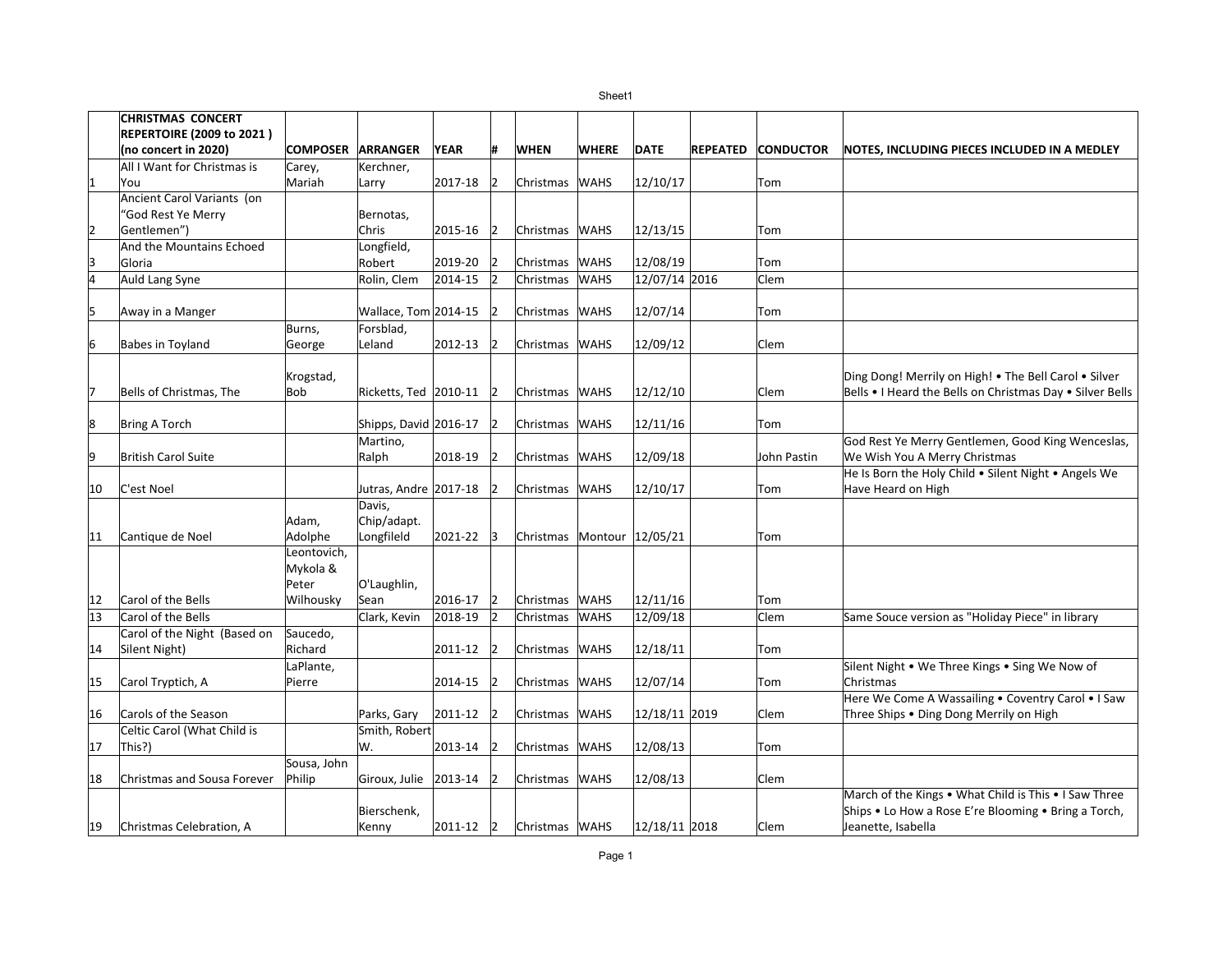| | CHRISTMAS CONCERT REPERTOIRE (2009 to 2021 ) (no concert in 2020) | COMPOSER | ARRANGER | YEAR | # | WHEN | WHERE | DATE | REPEATED | CONDUCTOR | NOTES, INCLUDING PIECES INCLUDED IN A MEDLEY |
|---|---|---|---|---|---|---|---|---|---|---|---|
| 1 | All I Want for Christmas is You | Carey, Mariah | Kerchner, Larry | 2017-18 | 2 | Christmas | WAHS | 12/10/17 | | Tom | |
| 2 | Ancient Carol Variants (on "God Rest Ye Merry Gentlemen") | | Bernotas, Chris | 2015-16 | 2 | Christmas | WAHS | 12/13/15 | | Tom | |
| 3 | And the Mountains Echoed Gloria | | Longfield, Robert | 2019-20 | 2 | Christmas | WAHS | 12/08/19 | | Tom | |
| 4 | Auld Lang Syne | | Rolin, Clem | 2014-15 | 2 | Christmas | WAHS | 12/07/14 | 2016 | Clem | |
| 5 | Away in a Manger | | Wallace, Tom | 2014-15 | 2 | Christmas | WAHS | 12/07/14 | | Tom | |
| 6 | Babes in Toyland | Burns, George | Forsblad, Leland | 2012-13 | 2 | Christmas | WAHS | 12/09/12 | | Clem | |
| 7 | Bells of Christmas, The | Krogstad, Bob | Ricketts, Ted | 2010-11 | 2 | Christmas | WAHS | 12/12/10 | | Clem | Ding Dong! Merrily on High! • The Bell Carol • Silver Bells • I Heard the Bells on Christmas Day • Silver Bells |
| 8 | Bring A Torch | | Shipps, David | 2016-17 | 2 | Christmas | WAHS | 12/11/16 | | Tom | |
| 9 | British Carol Suite | | Martino, Ralph | 2018-19 | 2 | Christmas | WAHS | 12/09/18 | | John Pastin | God Rest Ye Merry Gentlemen, Good King Wenceslas, We Wish You A Merry Christmas |
| 10 | C'est Noel | | Jutras, Andre | 2017-18 | 2 | Christmas | WAHS | 12/10/17 | | Tom | He Is Born the Holy Child • Silent Night • Angels We Have Heard on High |
| 11 | Cantique de Noel | Adam, Adolphe | Davis, Chip/adapt. Longfileld | 2021-22 | 3 | Christmas | Montour | 12/05/21 | | Tom | |
| 12 | Carol of the Bells | Leontovich, Mykola & Peter Wilhousky | O'Laughlin, Sean | 2016-17 | 2 | Christmas | WAHS | 12/11/16 | | Tom | |
| 13 | Carol of the Bells | | Clark, Kevin | 2018-19 | 2 | Christmas | WAHS | 12/09/18 | | Clem | Same Souce version as "Holiday Piece" in library |
| 14 | Carol of the Night (Based on Silent Night) | Saucedo, Richard | | 2011-12 | 2 | Christmas | WAHS | 12/18/11 | | Tom | |
| 15 | Carol Tryptich, A | LaPlante, Pierre | | 2014-15 | 2 | Christmas | WAHS | 12/07/14 | | Tom | Silent Night • We Three Kings • Sing We Now of Christmas |
| 16 | Carols of the Season | | Parks, Gary | 2011-12 | 2 | Christmas | WAHS | 12/18/11 | 2019 | Clem | Here We Come A Wassailing • Coventry Carol • I Saw Three Ships • Ding Dong Merrily on High |
| 17 | Celtic Carol (What Child is This?) | | Smith, Robert W. | 2013-14 | 2 | Christmas | WAHS | 12/08/13 | | Tom | |
| 18 | Christmas and Sousa Forever | Sousa, John Philip | Giroux, Julie | 2013-14 | 2 | Christmas | WAHS | 12/08/13 | | Clem | |
| 19 | Christmas Celebration, A | | Bierschenk, Kenny | 2011-12 | 2 | Christmas | WAHS | 12/18/11 | 2018 | Clem | March of the Kings • What Child is This • I Saw Three Ships • Lo How a Rose E're Blooming • Bring a Torch, Jeanette, Isabella |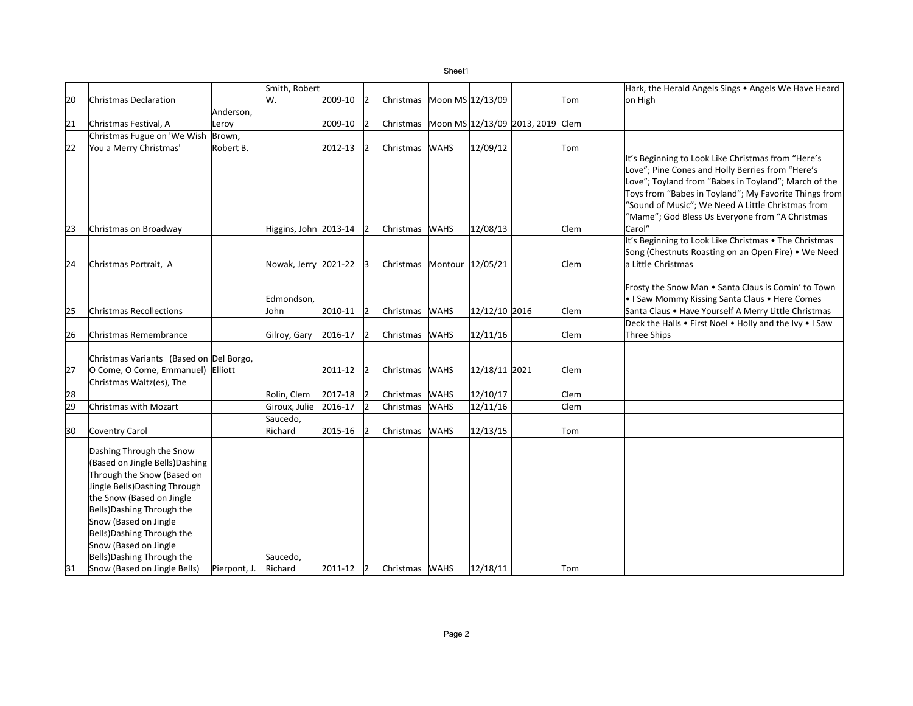| | | | | | | | | | | | |
|---|---|---|---|---|---|---|---|---|---|---|---|
| 20 | Christmas Declaration | | Smith, Robert W. | 2009-10 | 2 | Christmas | Moon MS | 12/13/09 | | Tom | Hark, the Herald Angels Sings • Angels We Have Heard on High |
| 21 | Christmas Festival, A | Anderson, Leroy | | 2009-10 | 2 | Christmas | Moon MS | 12/13/09 | 2013, 2019 | Clem | |
| 22 | Christmas Fugue on 'We Wish You a Merry Christmas' | Brown, Robert B. | | 2012-13 | 2 | Christmas | WAHS | 12/09/12 | | Tom | |
| 23 | Christmas on Broadway | | Higgins, John | 2013-14 | 2 | Christmas | WAHS | 12/08/13 | | Clem | It's Beginning to Look Like Christmas from "Here's Love"; Pine Cones and Holly Berries from "Here's Love"; Toyland from "Babes in Toyland"; March of the Toys from "Babes in Toyland"; My Favorite Things from "Sound of Music"; We Need A Little Christmas from "Mame"; God Bless Us Everyone from "A Christmas Carol" |
| 24 | Christmas Portrait, A | | Nowak, Jerry | 2021-22 | 3 | Christmas | Montour | 12/05/21 | | Clem | It's Beginning to Look Like Christmas • The Christmas Song (Chestnuts Roasting on an Open Fire) • We Need a Little Christmas |
| 25 | Christmas Recollections | | Edmondson, John | 2010-11 | 2 | Christmas | WAHS | 12/12/10 | 2016 | Clem | Frosty the Snow Man • Santa Claus is Comin' to Town • I Saw Mommy Kissing Santa Claus • Here Comes Santa Claus • Have Yourself A Merry Little Christmas |
| 26 | Christmas Remembrance | | Gilroy, Gary | 2016-17 | 2 | Christmas | WAHS | 12/11/16 | | Clem | Deck the Halls • First Noel • Holly and the Ivy • I Saw Three Ships |
| 27 | Christmas Variants (Based on O Come, O Come, Emmanuel) | Del Borgo, Elliott | | 2011-12 | 2 | Christmas | WAHS | 12/18/11 | 2021 | Clem | |
| 28 | Christmas Waltz(es), The | | Rolin, Clem | 2017-18 | 2 | Christmas | WAHS | 12/10/17 | | Clem | |
| 29 | Christmas with Mozart | | Giroux, Julie | 2016-17 | 2 | Christmas | WAHS | 12/11/16 | | Clem | |
| 30 | Coventry Carol | | Saucedo, Richard | 2015-16 | 2 | Christmas | WAHS | 12/13/15 | | Tom | |
| 31 | Dashing Through the Snow (Based on Jingle Bells)Dashing Through the Snow (Based on Jingle Bells)Dashing Through the Snow (Based on Jingle Bells)Dashing Through the Snow (Based on Jingle Bells)Dashing Through the Snow (Based on Jingle Bells)Dashing Through the Snow (Based on Jingle Bells) | Pierpont, J. | Saucedo, Richard | 2011-12 | 2 | Christmas | WAHS | 12/18/11 | | Tom | |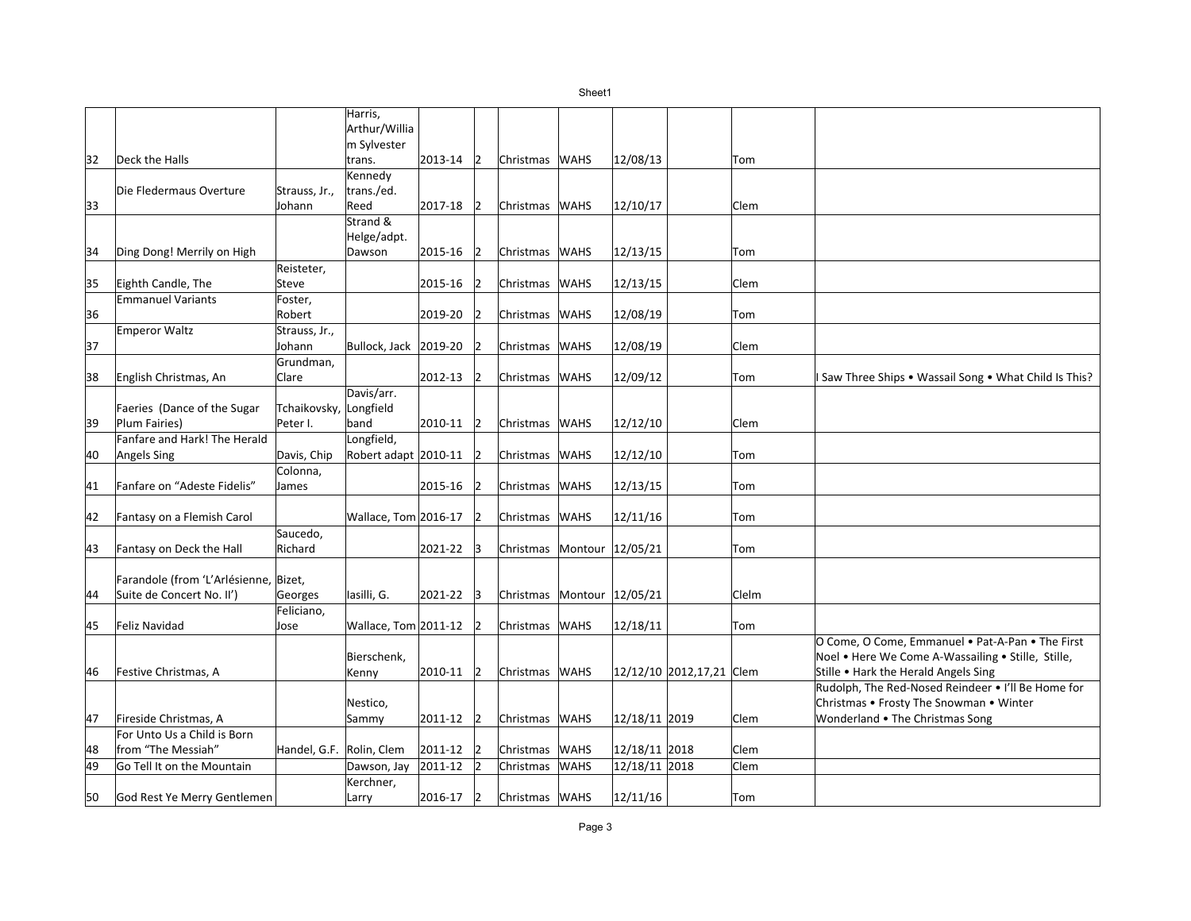| | | | | | | | | | | | |
|---|---|---|---|---|---|---|---|---|---|---|---|
| 32 | Deck the Halls | | Harris, Arthur/William Sylvester trans. | 2013-14 | 2 | Christmas | WAHS | 12/08/13 | | Tom | |
| 33 | Die Fledermaus Overture | Strauss, Jr., Johann | Kennedy trans./ed. Reed | 2017-18 | 2 | Christmas | WAHS | 12/10/17 | | Clem | |
| 34 | Ding Dong! Merrily on High | | Strand & Helge/adpt. Dawson | 2015-16 | 2 | Christmas | WAHS | 12/13/15 | | Tom | |
| 35 | Eighth Candle, The | Reisteter, Steve | | 2015-16 | 2 | Christmas | WAHS | 12/13/15 | | Clem | |
| 36 | Emmanuel Variants | Foster, Robert | | 2019-20 | 2 | Christmas | WAHS | 12/08/19 | | Tom | |
| 37 | Emperor Waltz | Strauss, Jr., Johann | Bullock, Jack | 2019-20 | 2 | Christmas | WAHS | 12/08/19 | | Clem | |
| 38 | English Christmas, An | Grundman, Clare | | 2012-13 | 2 | Christmas | WAHS | 12/09/12 | | Tom | I Saw Three Ships • Wassail Song • What Child Is This? |
| 39 | Faeries (Dance of the Sugar Plum Fairies) | Tchaikovsky, Peter I. | Davis/arr. Longfield band | 2010-11 | 2 | Christmas | WAHS | 12/12/10 | | Clem | |
| 40 | Fanfare and Hark! The Herald Angels Sing | Davis, Chip | Longfield, Robert adapt | 2010-11 | 2 | Christmas | WAHS | 12/12/10 | | Tom | |
| 41 | Fanfare on "Adeste Fidelis" | Colonna, James | | 2015-16 | 2 | Christmas | WAHS | 12/13/15 | | Tom | |
| 42 | Fantasy on a Flemish Carol | | Wallace, Tom | 2016-17 | 2 | Christmas | WAHS | 12/11/16 | | Tom | |
| 43 | Fantasy on Deck the Hall | Saucedo, Richard | | 2021-22 | 3 | Christmas | Montour | 12/05/21 | | Tom | |
| 44 | Farandole (from 'L'Arlésienne, Suite de Concert No. II') | Bizet, Georges | Iasilli, G. | 2021-22 | 3 | Christmas | Montour | 12/05/21 | | Clelm | |
| 45 | Feliz Navidad | Feliciano, Jose | Wallace, Tom | 2011-12 | 2 | Christmas | WAHS | 12/18/11 | | Tom | |
| 46 | Festive Christmas, A | | Bierschenk, Kenny | 2010-11 | 2 | Christmas | WAHS | 12/12/10 | 2012,17,21 | Clem | O Come, O Come, Emmanuel • Pat-A-Pan • The First Noel • Here We Come A-Wassailing • Stille, Stille, Stille • Hark the Herald Angels Sing |
| 47 | Fireside Christmas, A | | Nestico, Sammy | 2011-12 | 2 | Christmas | WAHS | 12/18/11 | 2019 | Clem | Rudolph, The Red-Nosed Reindeer • I'll Be Home for Christmas • Frosty The Snowman • Winter Wonderland • The Christmas Song |
| 48 | For Unto Us a Child is Born from "The Messiah" | Handel, G.F. | Rolin, Clem | 2011-12 | 2 | Christmas | WAHS | 12/18/11 | 2018 | Clem | |
| 49 | Go Tell It on the Mountain | | Dawson, Jay | 2011-12 | 2 | Christmas | WAHS | 12/18/11 | 2018 | Clem | |
| 50 | God Rest Ye Merry Gentlemen | | Kerchner, Larry | 2016-17 | 2 | Christmas | WAHS | 12/11/16 | | Tom | |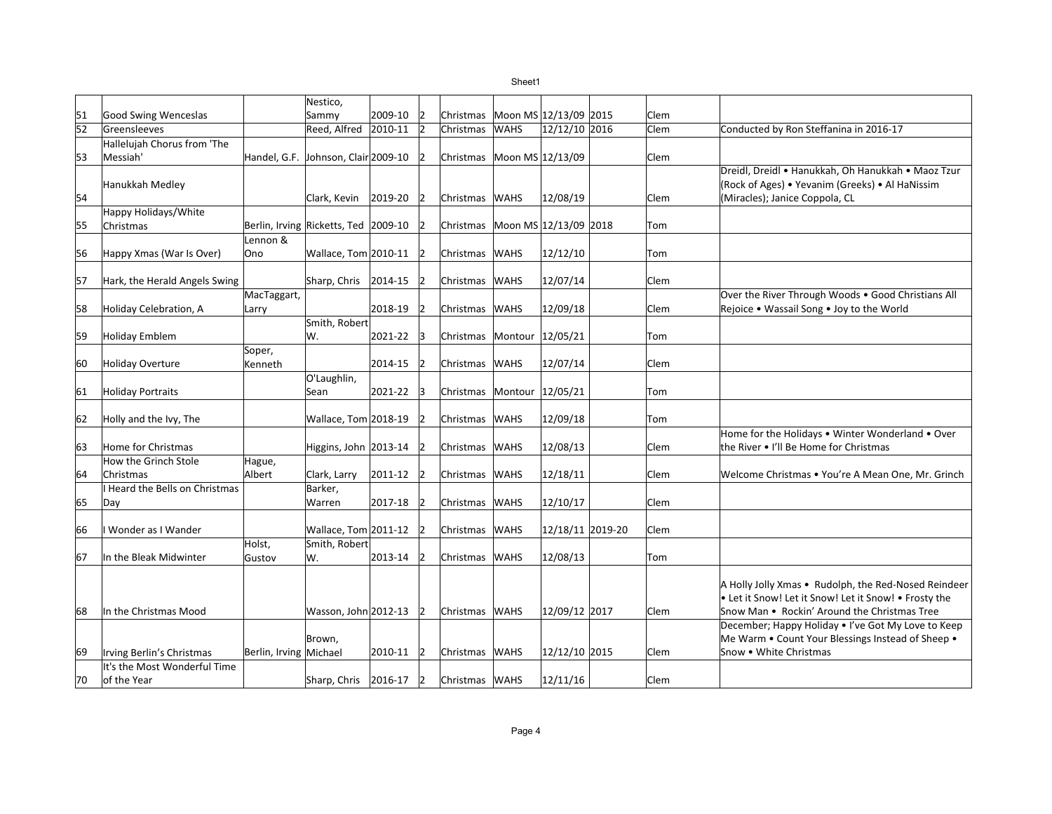| | | | | | | | | | | | |
|---|---|---|---|---|---|---|---|---|---|---|---|
| 51 | Good Swing Wenceslas | | Nestico, Sammy | 2009-10 | 2 | Christmas | Moon MS | 12/13/09 | 2015 | Clem | |
| 52 | Greensleeves | | Reed, Alfred | 2010-11 | 2 | Christmas | WAHS | 12/12/10 | 2016 | Clem | Conducted by Ron Steffanina in 2016-17 |
| 53 | Hallelujah Chorus from 'The Messiah' | Handel, G.F. | Johnson, Clair | 2009-10 | 2 | Christmas | Moon MS | 12/13/09 | | Clem | |
| 54 | Hanukkah Medley | | Clark, Kevin | 2019-20 | 2 | Christmas | WAHS | 12/08/19 | | Clem | Dreidl, Dreidl • Hanukkah, Oh Hanukkah • Maoz Tzur (Rock of Ages) • Yevanim (Greeks) • Al HaNissim (Miracles); Janice Coppola, CL |
| 55 | Happy Holidays/White Christmas | Berlin, Irving | Ricketts, Ted | 2009-10 | 2 | Christmas | Moon MS | 12/13/09 | 2018 | Tom | |
| 56 | Happy Xmas (War Is Over) | Lennon & Ono | Wallace, Tom | 2010-11 | 2 | Christmas | WAHS | 12/12/10 | | Tom | |
| 57 | Hark, the Herald Angels Swing | | Sharp, Chris | 2014-15 | 2 | Christmas | WAHS | 12/07/14 | | Clem | |
| 58 | Holiday Celebration, A | MacTaggart, Larry | | 2018-19 | 2 | Christmas | WAHS | 12/09/18 | | Clem | Over the River Through Woods • Good Christians All Rejoice • Wassail Song • Joy to the World |
| 59 | Holiday Emblem | | Smith, Robert W. | 2021-22 | 3 | Christmas | Montour | 12/05/21 | | Tom | |
| 60 | Holiday Overture | Soper, Kenneth | | 2014-15 | 2 | Christmas | WAHS | 12/07/14 | | Clem | |
| 61 | Holiday Portraits | | O'Laughlin, Sean | 2021-22 | 3 | Christmas | Montour | 12/05/21 | | Tom | |
| 62 | Holly and the Ivy, The | | Wallace, Tom | 2018-19 | 2 | Christmas | WAHS | 12/09/18 | | Tom | |
| 63 | Home for Christmas | | Higgins, John | 2013-14 | 2 | Christmas | WAHS | 12/08/13 | | Clem | Home for the Holidays • Winter Wonderland • Over the River • I'll Be Home for Christmas |
| 64 | How the Grinch Stole Christmas | Hague, Albert | Clark, Larry | 2011-12 | 2 | Christmas | WAHS | 12/18/11 | | Clem | Welcome Christmas • You're A Mean One, Mr. Grinch |
| 65 | I Heard the Bells on Christmas Day | | Barker, Warren | 2017-18 | 2 | Christmas | WAHS | 12/10/17 | | Clem | |
| 66 | I Wonder as I Wander | | Wallace, Tom | 2011-12 | 2 | Christmas | WAHS | 12/18/11 | 2019-20 | Clem | |
| 67 | In the Bleak Midwinter | Holst, Gustov | Smith, Robert W. | 2013-14 | 2 | Christmas | WAHS | 12/08/13 | | Tom | |
| 68 | In the Christmas Mood | | Wasson, John | 2012-13 | 2 | Christmas | WAHS | 12/09/12 | 2017 | Clem | A Holly Jolly Xmas • Rudolph, the Red-Nosed Reindeer • Let it Snow! Let it Snow! Let it Snow! • Frosty the Snow Man • Rockin' Around the Christmas Tree |
| 69 | Irving Berlin's Christmas | Berlin, Irving | Brown, Michael | 2010-11 | 2 | Christmas | WAHS | 12/12/10 | 2015 | Clem | December; Happy Holiday • I've Got My Love to Keep Me Warm • Count Your Blessings Instead of Sheep • Snow • White Christmas |
| 70 | It's the Most Wonderful Time of the Year | | Sharp, Chris | 2016-17 | 2 | Christmas | WAHS | 12/11/16 | | Clem | |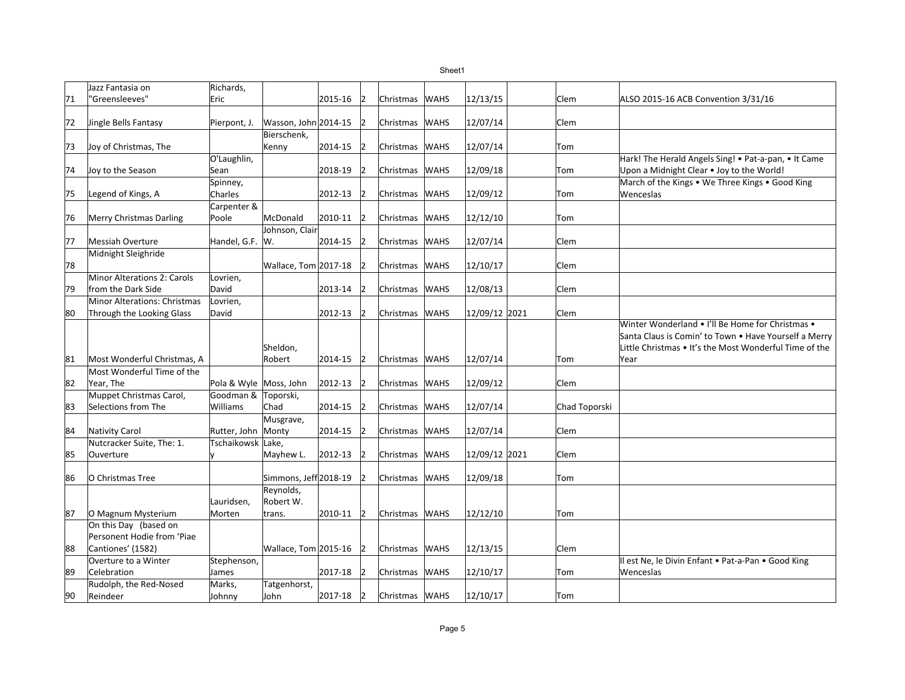| 71 | Jazz Fantasia on "Greensleeves" | Richards, Eric | | 2015-16 | 2 | Christmas | WAHS | 12/13/15 | | Clem | ALSO 2015-16 ACB Convention 3/31/16 |
|---|---|---|---|---|---|---|---|---|---|---|---|
| 72 | Jingle Bells Fantasy | Pierpont, J. | Wasson, John | 2014-15 | 2 | Christmas | WAHS | 12/07/14 | | Clem | |
| 73 | Joy of Christmas, The | | Bierschenk, Kenny | 2014-15 | 2 | Christmas | WAHS | 12/07/14 | | Tom | |
| 74 | Joy to the Season | O'Laughlin, Sean | | 2018-19 | 2 | Christmas | WAHS | 12/09/18 | | Tom | Hark! The Herald Angels Sing! • Pat-a-pan, • It Came Upon a Midnight Clear • Joy to the World! |
| 75 | Legend of Kings, A | Spinney, Charles | | 2012-13 | 2 | Christmas | WAHS | 12/09/12 | | Tom | March of the Kings • We Three Kings • Good King Wenceslas |
| 76 | Merry Christmas Darling | Carpenter & Poole | McDonald | 2010-11 | 2 | Christmas | WAHS | 12/12/10 | | Tom | |
| 77 | Messiah Overture | Handel, G.F. | Johnson, Clair W. | 2014-15 | 2 | Christmas | WAHS | 12/07/14 | | Clem | |
| 78 | Midnight Sleighride | | Wallace, Tom | 2017-18 | 2 | Christmas | WAHS | 12/10/17 | | Clem | |
| 79 | Minor Alterations 2: Carols from the Dark Side | Lovrien, David | | 2013-14 | 2 | Christmas | WAHS | 12/08/13 | | Clem | |
| 80 | Minor Alterations: Christmas Through the Looking Glass | Lovrien, David | | 2012-13 | 2 | Christmas | WAHS | 12/09/12 | 2021 | Clem | |
| 81 | Most Wonderful Christmas, A | | Sheldon, Robert | 2014-15 | 2 | Christmas | WAHS | 12/07/14 | | Tom | Winter Wonderland • I'll Be Home for Christmas • Santa Claus is Comin' to Town • Have Yourself a Merry Little Christmas • It's the Most Wonderful Time of the Year |
| 82 | Most Wonderful Time of the Year, The | Pola & Wyle | Moss, John | 2012-13 | 2 | Christmas | WAHS | 12/09/12 | | Clem | |
| 83 | Muppet Christmas Carol, Selections from The | Goodman & Williams | Toporski, Chad | 2014-15 | 2 | Christmas | WAHS | 12/07/14 | | Chad Toporski | |
| 84 | Nativity Carol | Rutter, John | Musgrave, Monty | 2014-15 | 2 | Christmas | WAHS | 12/07/14 | | Clem | |
| 85 | Nutcracker Suite, The: 1. Ouverture | Tschaikowsky | Lake, Mayhew L. | 2012-13 | 2 | Christmas | WAHS | 12/09/12 | 2021 | Clem | |
| 86 | O Christmas Tree | | Simmons, Jeff | 2018-19 | 2 | Christmas | WAHS | 12/09/18 | | Tom | |
| 87 | O Magnum Mysterium | Lauridsen, Morten | Reynolds, Robert W. trans. | 2010-11 | 2 | Christmas | WAHS | 12/12/10 | | Tom | |
| 88 | On this Day (based on Personent Hodie from 'Piae Cantiones' (1582) | | Wallace, Tom | 2015-16 | 2 | Christmas | WAHS | 12/13/15 | | Clem | |
| 89 | Overture to a Winter Celebration | Stephenson, James | | 2017-18 | 2 | Christmas | WAHS | 12/10/17 | | Tom | Il est Ne, le Divin Enfant • Pat-a-Pan • Good King Wenceslas |
| 90 | Rudolph, the Red-Nosed Reindeer | Marks, Johnny | Tatgenhorst, John | 2017-18 | 2 | Christmas | WAHS | 12/10/17 | | Tom | |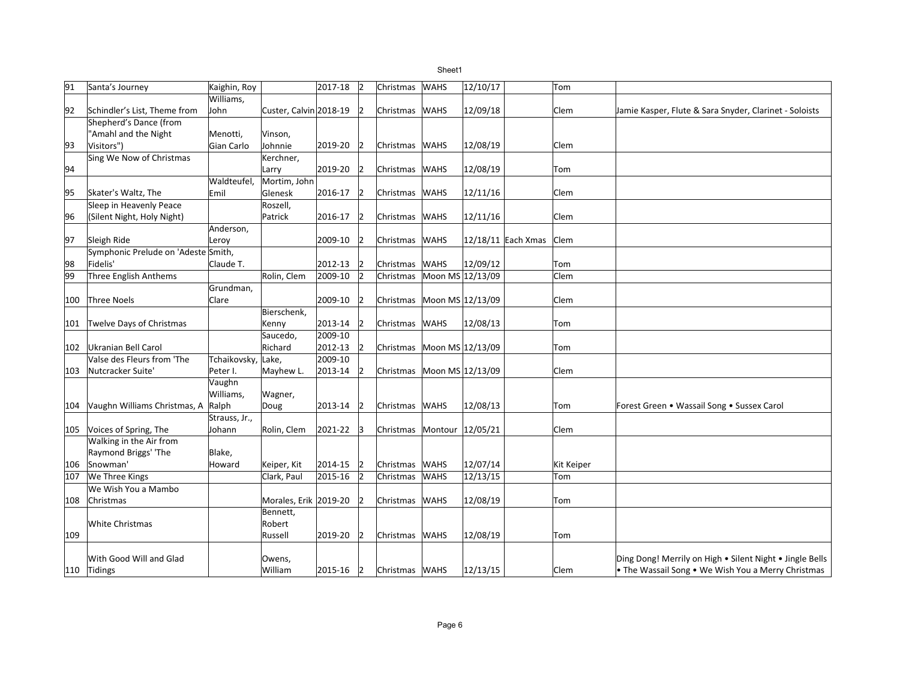| | | | | | | | | | | | |
|---|---|---|---|---|---|---|---|---|---|---|---|
| 91 | Santa's Journey | Kaighin, Roy | | 2017-18 | 2 | Christmas | WAHS | 12/10/17 | | Tom | |
| 92 | Schindler's List, Theme from | Williams, John | Custer, Calvin | 2018-19 | 2 | Christmas | WAHS | 12/09/18 | | Clem | Jamie Kasper, Flute & Sara Snyder, Clarinet - Soloists |
| 93 | Shepherd's Dance (from "Amahl and the Night Visitors") | Menotti, Gian Carlo | Vinson, Johnnie | 2019-20 | 2 | Christmas | WAHS | 12/08/19 | | Clem | |
| 94 | Sing We Now of Christmas | | Kerchner, Larry | 2019-20 | 2 | Christmas | WAHS | 12/08/19 | | Tom | |
| 95 | Skater's Waltz, The | Waldteufel, Emil | Mortim, John Glenesk | 2016-17 | 2 | Christmas | WAHS | 12/11/16 | | Clem | |
| 96 | Sleep in Heavenly Peace (Silent Night, Holy Night) | | Roszell, Patrick | 2016-17 | 2 | Christmas | WAHS | 12/11/16 | | Clem | |
| 97 | Sleigh Ride | Anderson, Leroy | | 2009-10 | 2 | Christmas | WAHS | 12/18/11 | Each Xmas | Clem | |
| 98 | Symphonic Prelude on 'Adeste Fidelis' | Smith, Claude T. | | 2012-13 | 2 | Christmas | WAHS | 12/09/12 | | Tom | |
| 99 | Three English Anthems | | Rolin, Clem | 2009-10 | 2 | Christmas | Moon MS | 12/13/09 | | Clem | |
| 100 | Three Noels | Grundman, Clare | | 2009-10 | 2 | Christmas | Moon MS | 12/13/09 | | Clem | |
| 101 | Twelve Days of Christmas | | Bierschenk, Kenny | 2013-14 | 2 | Christmas | WAHS | 12/08/13 | | Tom | |
| 102 | Ukranian Bell Carol | | Saucedo, Richard | 2009-10 2012-13 | 2 | Christmas | Moon MS | 12/13/09 | | Tom | |
| 103 | Valse des Fleurs from 'The Nutcracker Suite' | Tchaikovsky, Peter I. | Lake, Mayhew L. | 2009-10 2013-14 | 2 | Christmas | Moon MS | 12/13/09 | | Clem | |
| 104 | Vaughn Williams Christmas, A | Vaughn Williams, Ralph | Wagner, Doug | 2013-14 | 2 | Christmas | WAHS | 12/08/13 | | Tom | Forest Green • Wassail Song • Sussex Carol |
| 105 | Voices of Spring, The | Strauss, Jr., Johann | Rolin, Clem | 2021-22 | 3 | Christmas | Montour | 12/05/21 | | Clem | |
| 106 | Walking in the Air from Raymond Briggs' 'The Snowman' | Blake, Howard | Keiper, Kit | 2014-15 | 2 | Christmas | WAHS | 12/07/14 | | Kit Keiper | |
| 107 | We Three Kings | | Clark, Paul | 2015-16 | 2 | Christmas | WAHS | 12/13/15 | | Tom | |
| 108 | We Wish You a Mambo Christmas | | Morales, Erik | 2019-20 | 2 | Christmas | WAHS | 12/08/19 | | Tom | |
| 109 | White Christmas | | Bennett, Robert Russell | 2019-20 | 2 | Christmas | WAHS | 12/08/19 | | Tom | |
| 110 | With Good Will and Glad Tidings | | Owens, William | 2015-16 | 2 | Christmas | WAHS | 12/13/15 | | Clem | Ding Dong! Merrily on High • Silent Night • Jingle Bells • The Wassail Song • We Wish You a Merry Christmas |